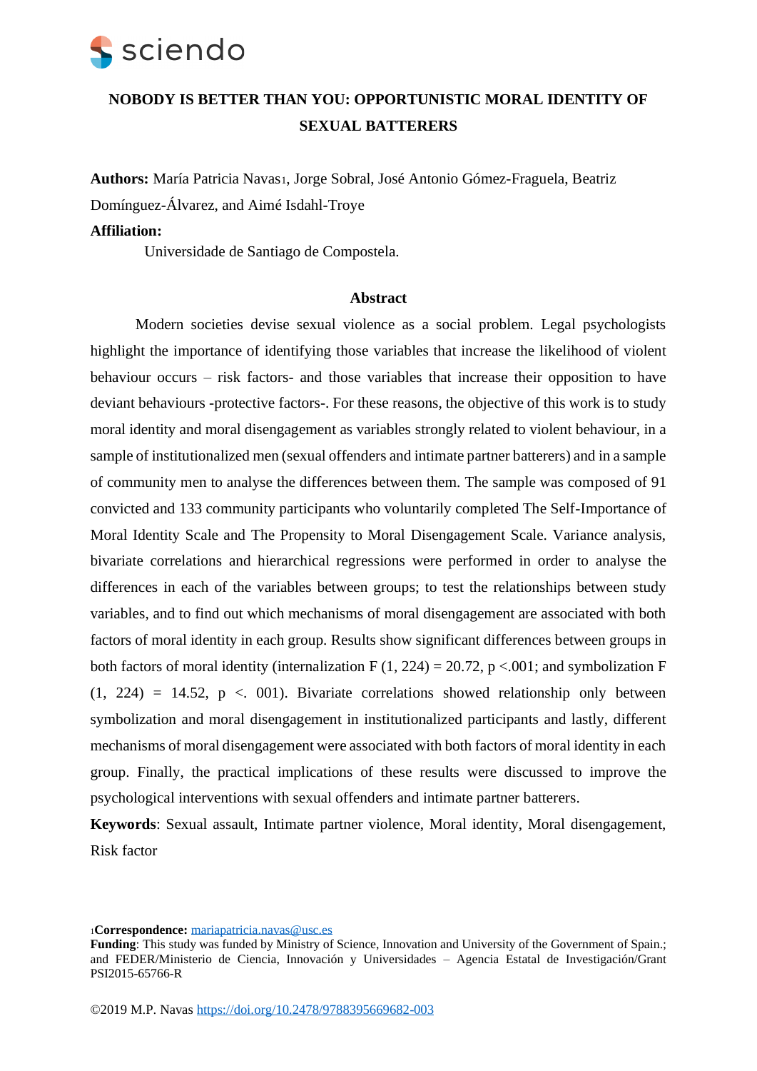# NOBODY IS BETTER THAN YOU: OPPORTUNISTIC MORAL IDENTITY OF SEXUAL BATTERERS

**Authors:** María Patricia Navas[1], Jorge Sobral, José Antonio Gómez-Fraguela, Beatriz Domínguez-Álvarez, and Aimé Isdahl-Troye

**Affiliation:**

Universidade de Santiago de Compostela.

## Abstract

Modern societies devise sexual violence as a social problem. Legal psychologists highlight the importance of identifying those variables that increase the likelihood of violent behaviour occurs – risk factors- and those variables that increase their opposition to have deviant behaviours -protective factors-. For these reasons, the objective of this work is to study moral identity and moral disengagement as variables strongly related to violent behaviour, in a sample of institutionalized men (sexual offenders and intimate partner batterers) and in a sample of community men to analyse the differences between them. The sample was composed of 91 convicted and 133 community participants who voluntarily completed The Self-Importance of Moral Identity Scale and The Propensity to Moral Disengagement Scale. Variance analysis, bivariate correlations and hierarchical regressions were performed in order to analyse the differences in each of the variables between groups; to test the relationships between study variables, and to find out which mechanisms of moral disengagement are associated with both factors of moral identity in each group. Results show significant differences between groups in both factors of moral identity (internalization $F(1, 224) = 20.72$, $p < .001$; and symbolization $F(1, 224) = 14.52$, $p < .001$). Bivariate correlations showed relationship only between symbolization and moral disengagement in institutionalized participants and lastly, different mechanisms of moral disengagement were associated with both factors of moral identity in each group. Finally, the practical implications of these results were discussed to improve the psychological interventions with sexual offenders and intimate partner batterers.

**Keywords**: Sexual assault, Intimate partner violence, Moral identity, Moral disengagement, Risk factor

[1]**Correspondence:** mariapatricia.navas@usc.es

**Funding**: This study was funded by Ministry of Science, Innovation and University of the Government of Spain.; and FEDER/Ministerio de Ciencia, Innovación y Universidades – Agencia Estatal de Investigación/Grant PSI2015-65766-R

©2019 M.P. Navas https://doi.org/10.2478/9788395669682-003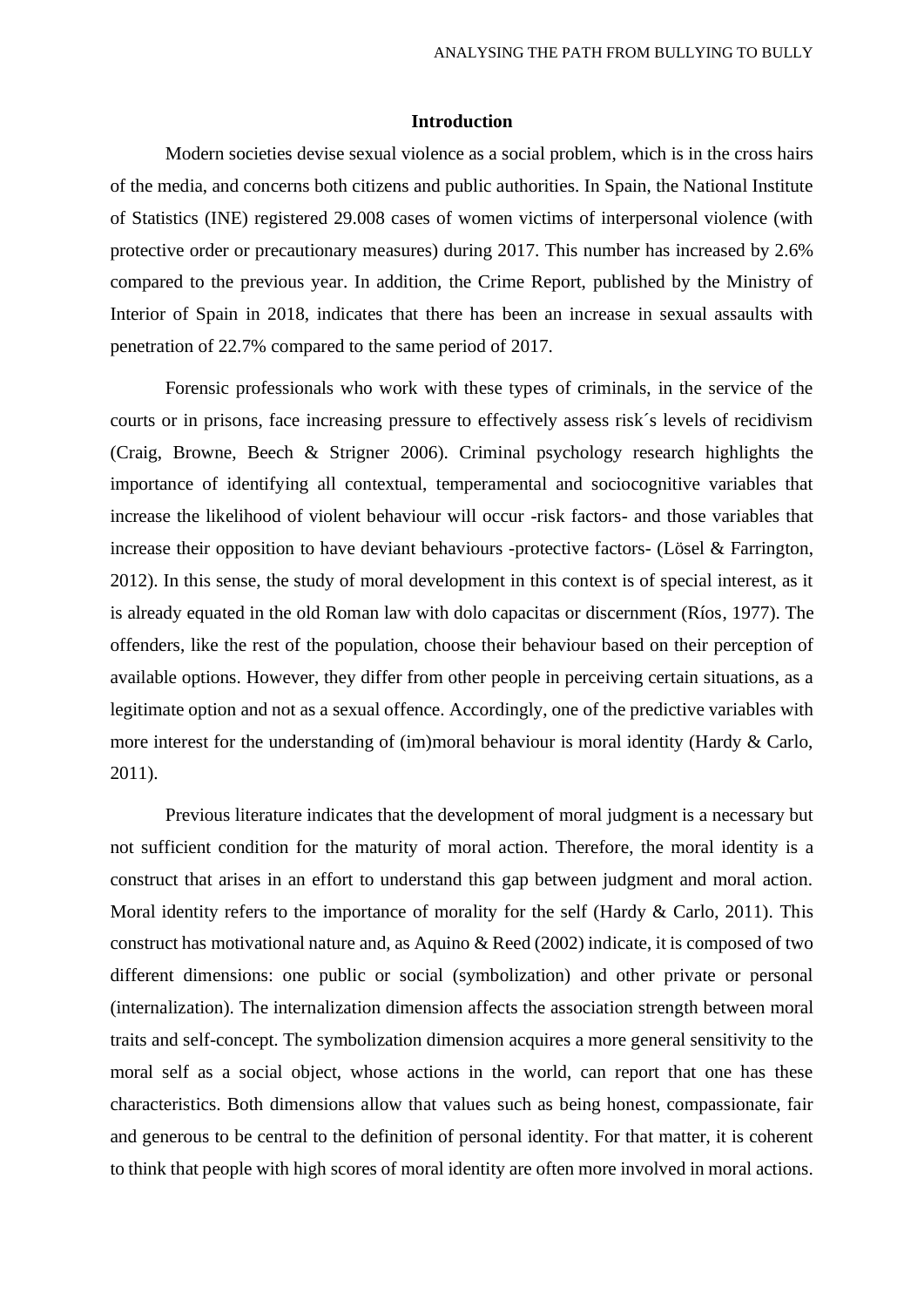## Introduction

Modern societies devise sexual violence as a social problem, which is in the cross hairs of the media, and concerns both citizens and public authorities. In Spain, the National Institute of Statistics (INE) registered 29.008 cases of women victims of interpersonal violence (with protective order or precautionary measures) during 2017. This number has increased by 2.6% compared to the previous year. In addition, the Crime Report, published by the Ministry of Interior of Spain in 2018, indicates that there has been an increase in sexual assaults with penetration of 22.7% compared to the same period of 2017.

Forensic professionals who work with these types of criminals, in the service of the courts or in prisons, face increasing pressure to effectively assess risk´s levels of recidivism (Craig, Browne, Beech & Strigner 2006). Criminal psychology research highlights the importance of identifying all contextual, temperamental and sociocognitive variables that increase the likelihood of violent behaviour will occur -risk factors- and those variables that increase their opposition to have deviant behaviours -protective factors- (Lösel & Farrington, 2012). In this sense, the study of moral development in this context is of special interest, as it is already equated in the old Roman law with dolo capacitas or discernment (Ríos, 1977). The offenders, like the rest of the population, choose their behaviour based on their perception of available options. However, they differ from other people in perceiving certain situations, as a legitimate option and not as a sexual offence. Accordingly, one of the predictive variables with more interest for the understanding of (im)moral behaviour is moral identity (Hardy & Carlo, 2011).

Previous literature indicates that the development of moral judgment is a necessary but not sufficient condition for the maturity of moral action. Therefore, the moral identity is a construct that arises in an effort to understand this gap between judgment and moral action. Moral identity refers to the importance of morality for the self (Hardy & Carlo, 2011). This construct has motivational nature and, as Aquino & Reed (2002) indicate, it is composed of two different dimensions: one public or social (symbolization) and other private or personal (internalization). The internalization dimension affects the association strength between moral traits and self-concept. The symbolization dimension acquires a more general sensitivity to the moral self as a social object, whose actions in the world, can report that one has these characteristics. Both dimensions allow that values such as being honest, compassionate, fair and generous to be central to the definition of personal identity. For that matter, it is coherent to think that people with high scores of moral identity are often more involved in moral actions.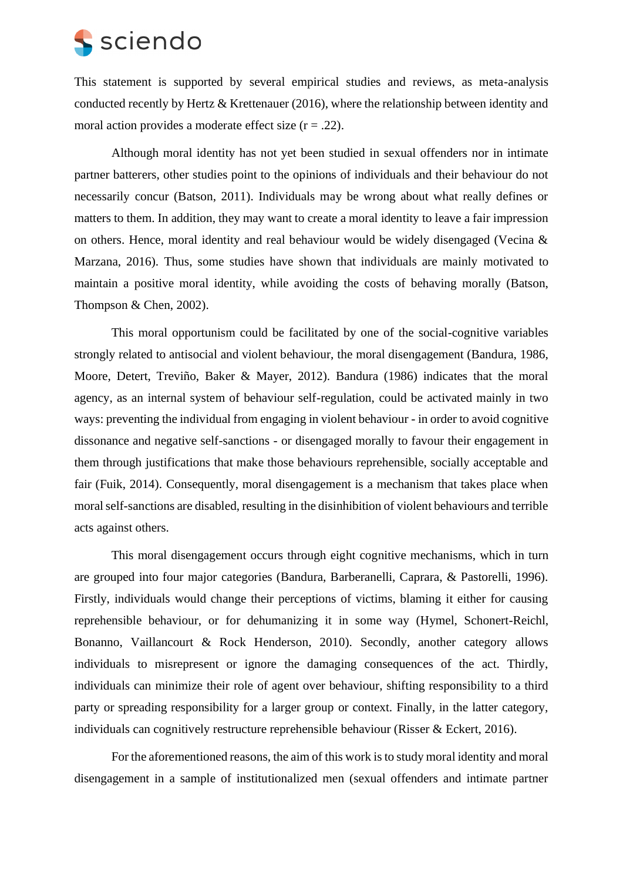This statement is supported by several empirical studies and reviews, as meta-analysis conducted recently by Hertz & Krettenauer (2016), where the relationship between identity and moral action provides a moderate effect size ($r = .22$).

Although moral identity has not yet been studied in sexual offenders nor in intimate partner batterers, other studies point to the opinions of individuals and their behaviour do not necessarily concur (Batson, 2011). Individuals may be wrong about what really defines or matters to them. In addition, they may want to create a moral identity to leave a fair impression on others. Hence, moral identity and real behaviour would be widely disengaged (Vecina & Marzana, 2016). Thus, some studies have shown that individuals are mainly motivated to maintain a positive moral identity, while avoiding the costs of behaving morally (Batson, Thompson & Chen, 2002).

This moral opportunism could be facilitated by one of the social-cognitive variables strongly related to antisocial and violent behaviour, the moral disengagement (Bandura, 1986, Moore, Detert, Treviño, Baker & Mayer, 2012). Bandura (1986) indicates that the moral agency, as an internal system of behaviour self-regulation, could be activated mainly in two ways: preventing the individual from engaging in violent behaviour - in order to avoid cognitive dissonance and negative self-sanctions - or disengaged morally to favour their engagement in them through justifications that make those behaviours reprehensible, socially acceptable and fair (Fuik, 2014). Consequently, moral disengagement is a mechanism that takes place when moral self-sanctions are disabled, resulting in the disinhibition of violent behaviours and terrible acts against others.

This moral disengagement occurs through eight cognitive mechanisms, which in turn are grouped into four major categories (Bandura, Barberanelli, Caprara, & Pastorelli, 1996). Firstly, individuals would change their perceptions of victims, blaming it either for causing reprehensible behaviour, or for dehumanizing it in some way (Hymel, Schonert-Reichl, Bonanno, Vaillancourt & Rock Henderson, 2010). Secondly, another category allows individuals to misrepresent or ignore the damaging consequences of the act. Thirdly, individuals can minimize their role of agent over behaviour, shifting responsibility to a third party or spreading responsibility for a larger group or context. Finally, in the latter category, individuals can cognitively restructure reprehensible behaviour (Risser & Eckert, 2016).

For the aforementioned reasons, the aim of this work is to study moral identity and moral disengagement in a sample of institutionalized men (sexual offenders and intimate partner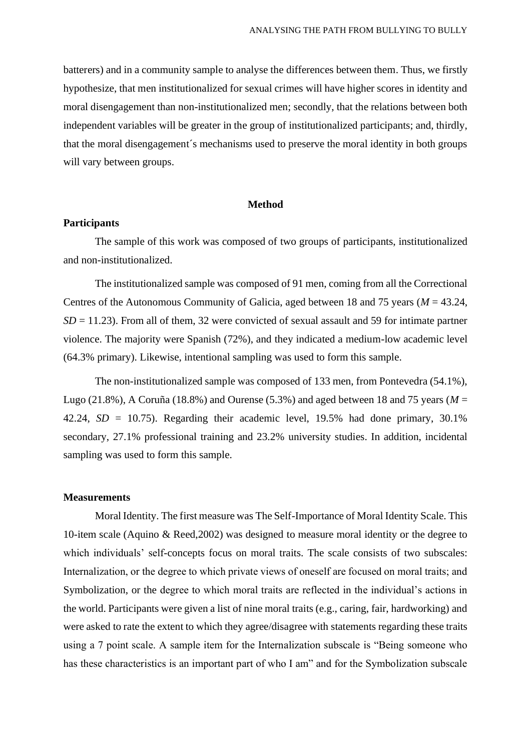batterers) and in a community sample to analyse the differences between them. Thus, we firstly hypothesize, that men institutionalized for sexual crimes will have higher scores in identity and moral disengagement than non-institutionalized men; secondly, that the relations between both independent variables will be greater in the group of institutionalized participants; and, thirdly, that the moral disengagement´s mechanisms used to preserve the moral identity in both groups will vary between groups.

## Method

### Participants

The sample of this work was composed of two groups of participants, institutionalized and non-institutionalized.

The institutionalized sample was composed of 91 men, coming from all the Correctional Centres of the Autonomous Community of Galicia, aged between 18 and 75 years ($M$ = 43.24, $SD$ = 11.23). From all of them, 32 were convicted of sexual assault and 59 for intimate partner violence. The majority were Spanish (72%), and they indicated a medium-low academic level (64.3% primary). Likewise, intentional sampling was used to form this sample.

The non-institutionalized sample was composed of 133 men, from Pontevedra (54.1%), Lugo (21.8%), A Coruña (18.8%) and Ourense (5.3%) and aged between 18 and 75 years ($M$ = 42.24, $SD$ = 10.75). Regarding their academic level, 19.5% had done primary, 30.1% secondary, 27.1% professional training and 23.2% university studies. In addition, incidental sampling was used to form this sample.

### Measurements

Moral Identity. The first measure was The Self-Importance of Moral Identity Scale. This 10-item scale (Aquino & Reed,2002) was designed to measure moral identity or the degree to which individuals' self-concepts focus on moral traits. The scale consists of two subscales: Internalization, or the degree to which private views of oneself are focused on moral traits; and Symbolization, or the degree to which moral traits are reflected in the individual's actions in the world. Participants were given a list of nine moral traits (e.g., caring, fair, hardworking) and were asked to rate the extent to which they agree/disagree with statements regarding these traits using a 7 point scale. A sample item for the Internalization subscale is "Being someone who has these characteristics is an important part of who I am" and for the Symbolization subscale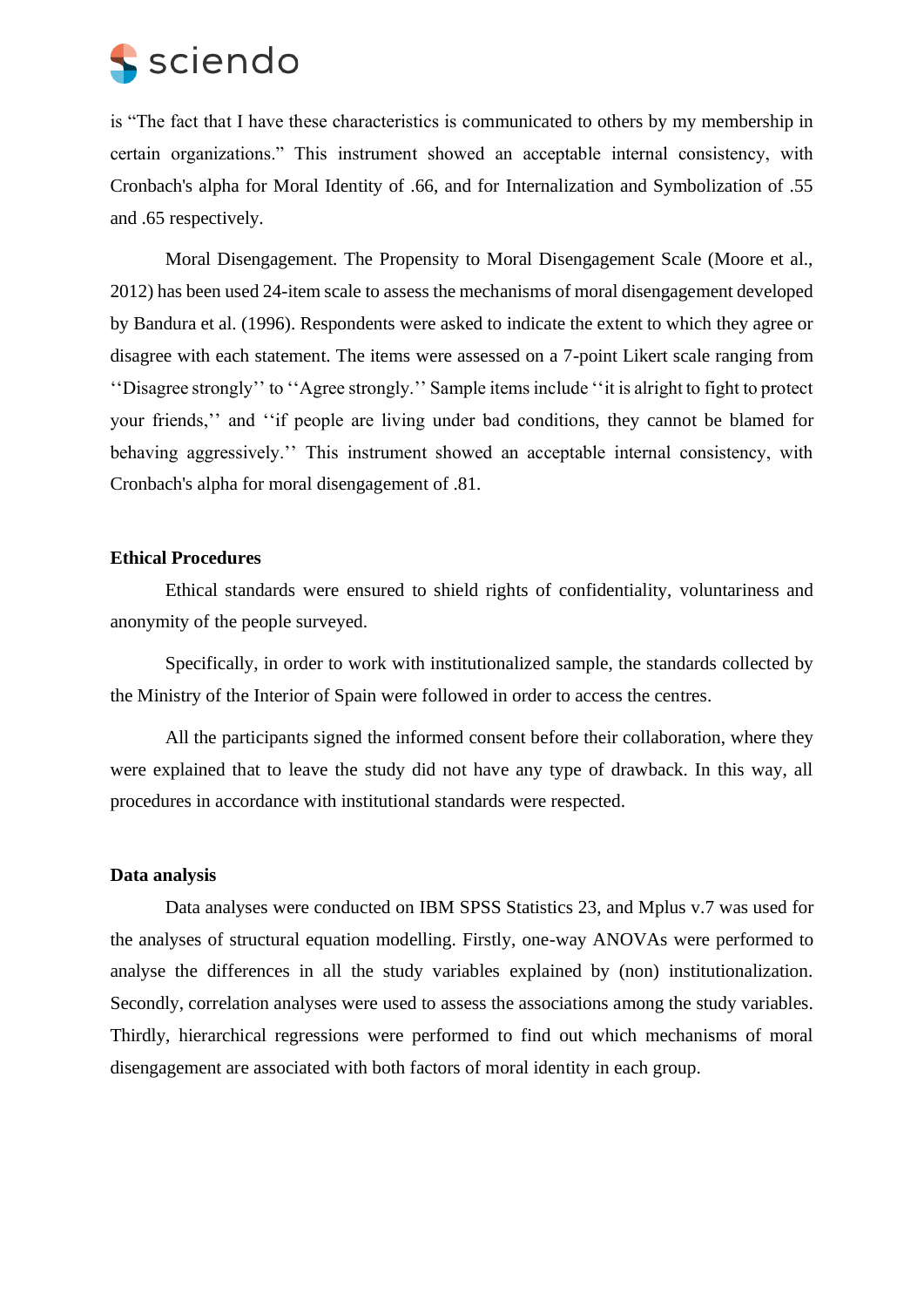is "The fact that I have these characteristics is communicated to others by my membership in certain organizations." This instrument showed an acceptable internal consistency, with Cronbach's alpha for Moral Identity of .66, and for Internalization and Symbolization of .55 and .65 respectively.

Moral Disengagement. The Propensity to Moral Disengagement Scale (Moore et al., 2012) has been used 24-item scale to assess the mechanisms of moral disengagement developed by Bandura et al. (1996). Respondents were asked to indicate the extent to which they agree or disagree with each statement. The items were assessed on a 7-point Likert scale ranging from ''Disagree strongly'' to ''Agree strongly.'' Sample items include ''it is alright to fight to protect your friends,'' and ''if people are living under bad conditions, they cannot be blamed for behaving aggressively.'' This instrument showed an acceptable internal consistency, with Cronbach's alpha for moral disengagement of .81.

**Ethical Procedures**

Ethical standards were ensured to shield rights of confidentiality, voluntariness and anonymity of the people surveyed.

Specifically, in order to work with institutionalized sample, the standards collected by the Ministry of the Interior of Spain were followed in order to access the centres.

All the participants signed the informed consent before their collaboration, where they were explained that to leave the study did not have any type of drawback. In this way, all procedures in accordance with institutional standards were respected.

**Data analysis**

Data analyses were conducted on IBM SPSS Statistics 23, and Mplus v.7 was used for the analyses of structural equation modelling. Firstly, one-way ANOVAs were performed to analyse the differences in all the study variables explained by (non) institutionalization. Secondly, correlation analyses were used to assess the associations among the study variables. Thirdly, hierarchical regressions were performed to find out which mechanisms of moral disengagement are associated with both factors of moral identity in each group.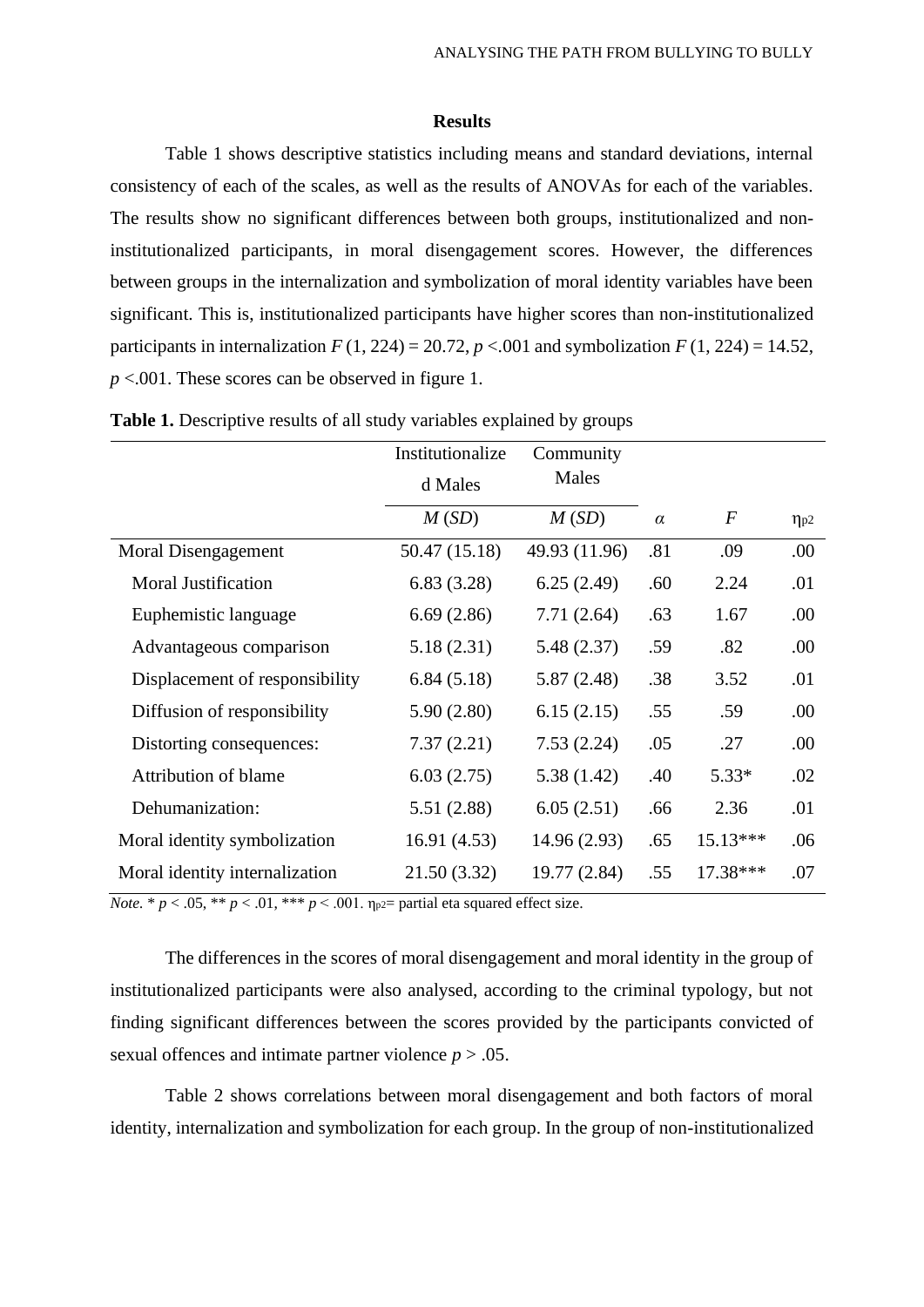## Results

Table 1 shows descriptive statistics including means and standard deviations, internal consistency of each of the scales, as well as the results of ANOVAs for each of the variables. The results show no significant differences between both groups, institutionalized and non-institutionalized participants, in moral disengagement scores. However, the differences between groups in the internalization and symbolization of moral identity variables have been significant. This is, institutionalized participants have higher scores than non-institutionalized participants in internalization $F$ (1, 224) = 20.72, $p$ <.001 and symbolization $F$ (1, 224) = 14.52, $p$ <.001. These scores can be observed in figure 1.

**Table 1.** Descriptive results of all study variables explained by groups

| | Institutionalized Males | Community Males | | | |
|---|---|---|---|---|---|
| | *M* (*SD*) | *M* (*SD*) | *α* | *F* | $\eta_{p2}$ |
| Moral Disengagement | 50.47 (15.18) | 49.93 (11.96) | .81 | .09 | .00 |
| Moral Justification | 6.83 (3.28) | 6.25 (2.49) | .60 | 2.24 | .01 |
| Euphemistic language | 6.69 (2.86) | 7.71 (2.64) | .63 | 1.67 | .00 |
| Advantageous comparison | 5.18 (2.31) | 5.48 (2.37) | .59 | .82 | .00 |
| Displacement of responsibility | 6.84 (5.18) | 5.87 (2.48) | .38 | 3.52 | .01 |
| Diffusion of responsibility | 5.90 (2.80) | 6.15 (2.15) | .55 | .59 | .00 |
| Distorting consequences: | 7.37 (2.21) | 7.53 (2.24) | .05 | .27 | .00 |
| Attribution of blame | 6.03 (2.75) | 5.38 (1.42) | .40 | 5.33* | .02 |
| Dehumanization: | 5.51 (2.88) | 6.05 (2.51) | .66 | 2.36 | .01 |
| Moral identity symbolization | 16.91 (4.53) | 14.96 (2.93) | .65 | 15.13*** | .06 |
| Moral identity internalization | 21.50 (3.32) | 19.77 (2.84) | .55 | 17.38*** | .07 |

*Note*. * $p$ < .05, ** $p$ < .01, *** $p$ < .001. $\eta_{p2}$= partial eta squared effect size.

The differences in the scores of moral disengagement and moral identity in the group of institutionalized participants were also analysed, according to the criminal typology, but not finding significant differences between the scores provided by the participants convicted of sexual offences and intimate partner violence $p$ > .05.

Table 2 shows correlations between moral disengagement and both factors of moral identity, internalization and symbolization for each group. In the group of non-institutionalized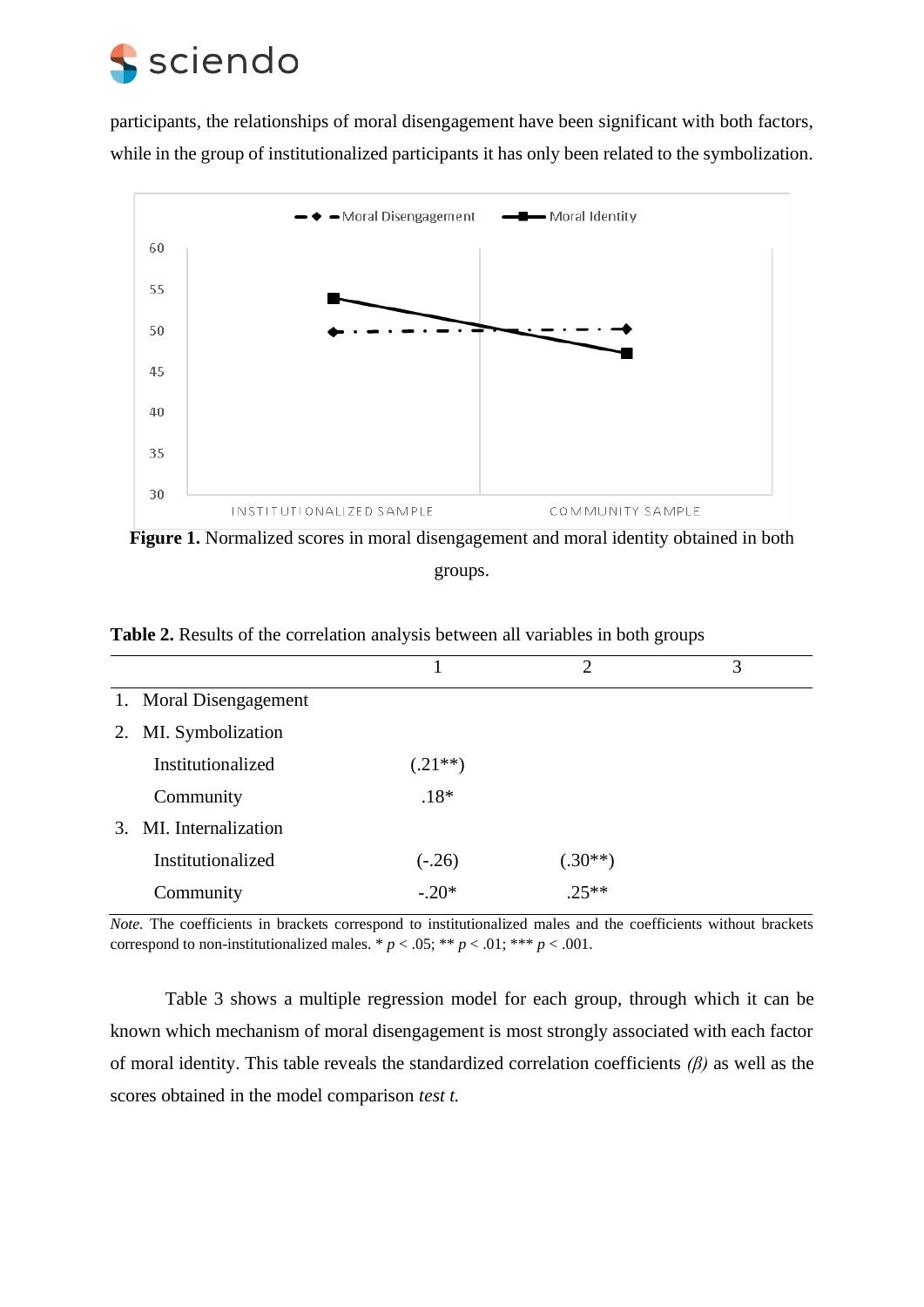participants, the relationships of moral disengagement have been significant with both factors, while in the group of institutionalized participants it has only been related to the symbolization.

**Figure 1.** Normalized scores in moral disengagement and moral identity obtained in both groups.

**Table 2.** Results of the correlation analysis between all variables in both groups

| | 1 | 2 | 3 |
|---|---|---|---|
| 1. Moral Disengagement | | | |
| 2. MI. Symbolization | | | |
| Institutionalized | (.21**) | | |
| Community | .18* | | |
| 3. MI. Internalization | | | |
| Institutionalized | (-.26) | (.30**) | |
| Community | -.20* | .25** | |

*Note.* The coefficients in brackets correspond to institutionalized males and the coefficients without brackets correspond to non-institutionalized males. * $p$ < .05; ** $p$ < .01; *** $p$ < .001.

Table 3 shows a multiple regression model for each group, through which it can be known which mechanism of moral disengagement is most strongly associated with each factor of moral identity. This table reveals the standardized correlation coefficients *(β)* as well as the scores obtained in the model comparison *test t.*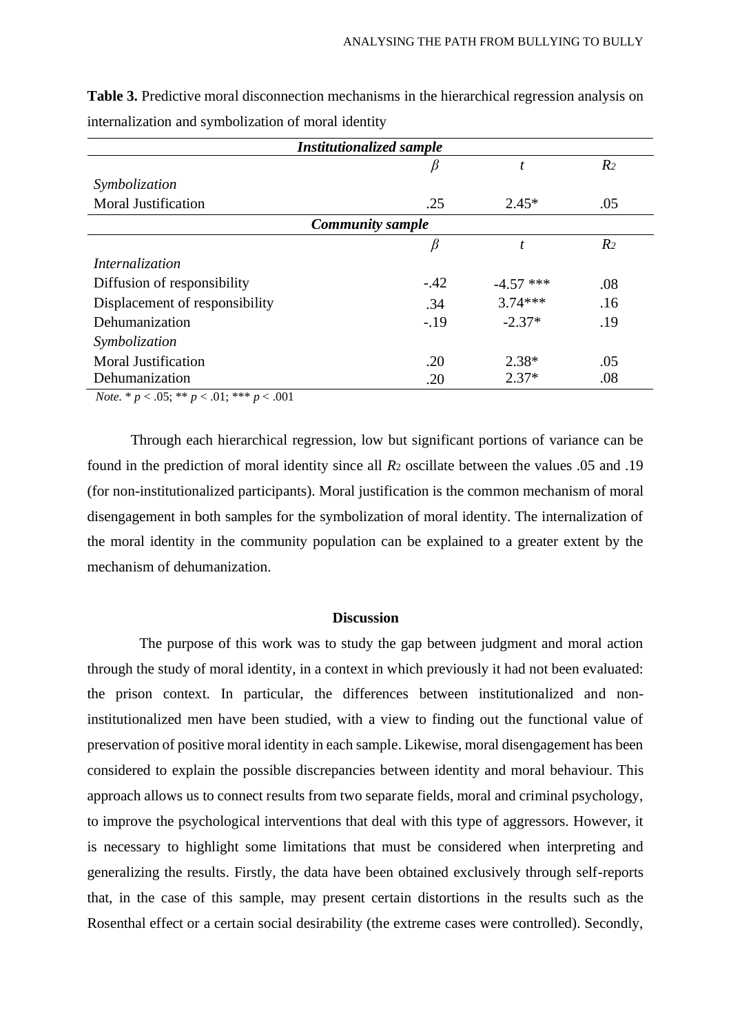**Table 3.** Predictive moral disconnection mechanisms in the hierarchical regression analysis on internalization and symbolization of moral identity

| *Institutionalized sample* | | | |
|---|---|---|---|
| | $\beta$ | $t$ | $R_2$ |
| *Symbolization* | | | |
| Moral Justification | .25 | 2.45* | .05 |
| ***Community sample*** | | | |
| | $\beta$ | $t$ | $R_2$ |
| *Internalization* | | | |
| Diffusion of responsibility | -.42 | -4.57 *** | .08 |
| Displacement of responsibility | .34 | 3.74*** | .16 |
| Dehumanization | -.19 | -2.37* | .19 |
| *Symbolization* | | | |
| Moral Justification | .20 | 2.38* | .05 |
| Dehumanization | .20 | 2.37* | .08 |

*Note.* * $p < .05$; ** $p < .01$; *** $p < .001$

Through each hierarchical regression, low but significant portions of variance can be found in the prediction of moral identity since all $R_2$ oscillate between the values .05 and .19 (for non-institutionalized participants). Moral justification is the common mechanism of moral disengagement in both samples for the symbolization of moral identity. The internalization of the moral identity in the community population can be explained to a greater extent by the mechanism of dehumanization.

## Discussion

The purpose of this work was to study the gap between judgment and moral action through the study of moral identity, in a context in which previously it had not been evaluated: the prison context. In particular, the differences between institutionalized and non-institutionalized men have been studied, with a view to finding out the functional value of preservation of positive moral identity in each sample. Likewise, moral disengagement has been considered to explain the possible discrepancies between identity and moral behaviour. This approach allows us to connect results from two separate fields, moral and criminal psychology, to improve the psychological interventions that deal with this type of aggressors. However, it is necessary to highlight some limitations that must be considered when interpreting and generalizing the results. Firstly, the data have been obtained exclusively through self-reports that, in the case of this sample, may present certain distortions in the results such as the Rosenthal effect or a certain social desirability (the extreme cases were controlled). Secondly,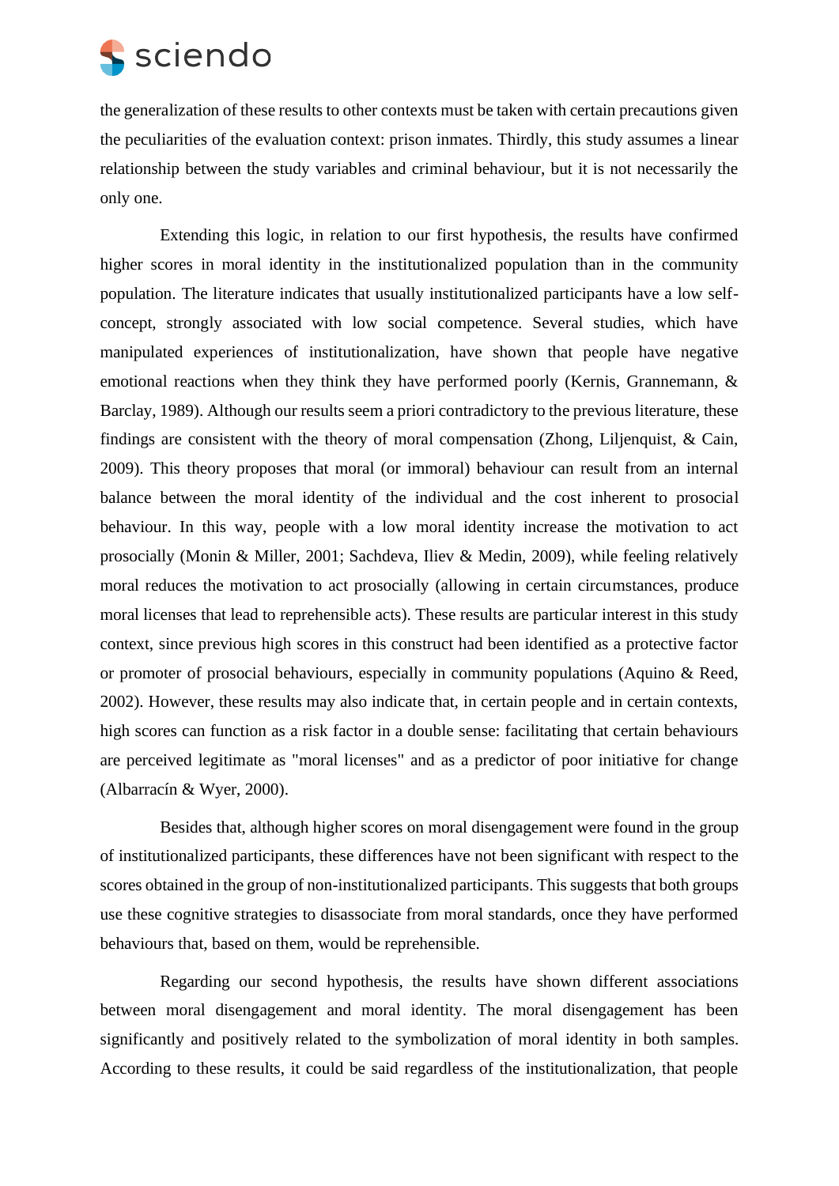the generalization of these results to other contexts must be taken with certain precautions given the peculiarities of the evaluation context: prison inmates. Thirdly, this study assumes a linear relationship between the study variables and criminal behaviour, but it is not necessarily the only one.

Extending this logic, in relation to our first hypothesis, the results have confirmed higher scores in moral identity in the institutionalized population than in the community population. The literature indicates that usually institutionalized participants have a low self-concept, strongly associated with low social competence. Several studies, which have manipulated experiences of institutionalization, have shown that people have negative emotional reactions when they think they have performed poorly (Kernis, Grannemann, & Barclay, 1989). Although our results seem a priori contradictory to the previous literature, these findings are consistent with the theory of moral compensation (Zhong, Liljenquist, & Cain, 2009). This theory proposes that moral (or immoral) behaviour can result from an internal balance between the moral identity of the individual and the cost inherent to prosocial behaviour. In this way, people with a low moral identity increase the motivation to act prosocially (Monin & Miller, 2001; Sachdeva, Iliev & Medin, 2009), while feeling relatively moral reduces the motivation to act prosocially (allowing in certain circumstances, produce moral licenses that lead to reprehensible acts). These results are particular interest in this study context, since previous high scores in this construct had been identified as a protective factor or promoter of prosocial behaviours, especially in community populations (Aquino & Reed, 2002). However, these results may also indicate that, in certain people and in certain contexts, high scores can function as a risk factor in a double sense: facilitating that certain behaviours are perceived legitimate as "moral licenses" and as a predictor of poor initiative for change (Albarracín & Wyer, 2000).

Besides that, although higher scores on moral disengagement were found in the group of institutionalized participants, these differences have not been significant with respect to the scores obtained in the group of non-institutionalized participants. This suggests that both groups use these cognitive strategies to disassociate from moral standards, once they have performed behaviours that, based on them, would be reprehensible.

Regarding our second hypothesis, the results have shown different associations between moral disengagement and moral identity. The moral disengagement has been significantly and positively related to the symbolization of moral identity in both samples. According to these results, it could be said regardless of the institutionalization, that people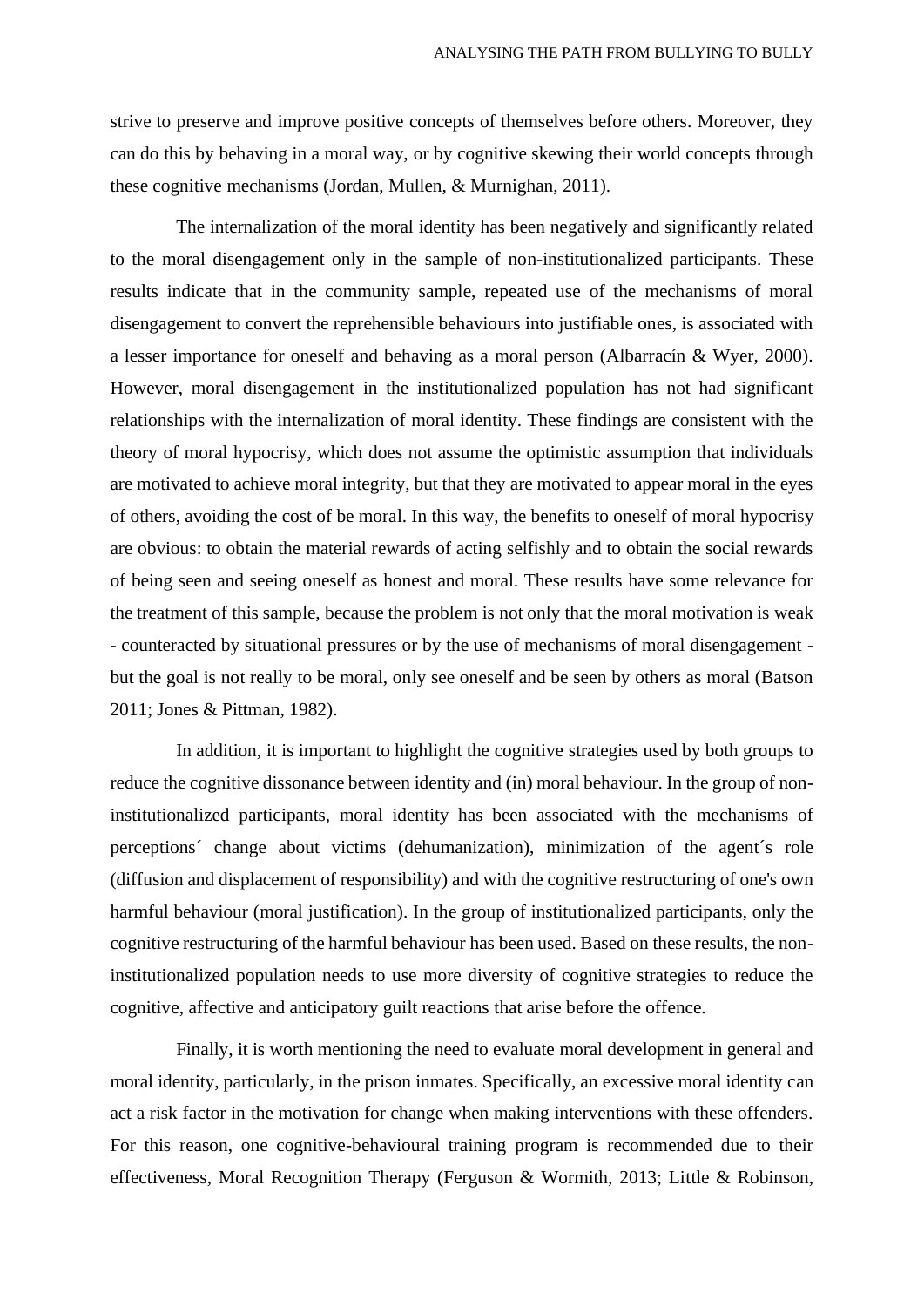strive to preserve and improve positive concepts of themselves before others. Moreover, they can do this by behaving in a moral way, or by cognitive skewing their world concepts through these cognitive mechanisms (Jordan, Mullen, & Murnighan, 2011).

The internalization of the moral identity has been negatively and significantly related to the moral disengagement only in the sample of non-institutionalized participants. These results indicate that in the community sample, repeated use of the mechanisms of moral disengagement to convert the reprehensible behaviours into justifiable ones, is associated with a lesser importance for oneself and behaving as a moral person (Albarracín & Wyer, 2000). However, moral disengagement in the institutionalized population has not had significant relationships with the internalization of moral identity. These findings are consistent with the theory of moral hypocrisy, which does not assume the optimistic assumption that individuals are motivated to achieve moral integrity, but that they are motivated to appear moral in the eyes of others, avoiding the cost of be moral. In this way, the benefits to oneself of moral hypocrisy are obvious: to obtain the material rewards of acting selfishly and to obtain the social rewards of being seen and seeing oneself as honest and moral. These results have some relevance for the treatment of this sample, because the problem is not only that the moral motivation is weak - counteracted by situational pressures or by the use of mechanisms of moral disengagement - but the goal is not really to be moral, only see oneself and be seen by others as moral (Batson 2011; Jones & Pittman, 1982).

In addition, it is important to highlight the cognitive strategies used by both groups to reduce the cognitive dissonance between identity and (in) moral behaviour. In the group of non-institutionalized participants, moral identity has been associated with the mechanisms of perceptions´ change about victims (dehumanization), minimization of the agent´s role (diffusion and displacement of responsibility) and with the cognitive restructuring of one's own harmful behaviour (moral justification). In the group of institutionalized participants, only the cognitive restructuring of the harmful behaviour has been used. Based on these results, the non-institutionalized population needs to use more diversity of cognitive strategies to reduce the cognitive, affective and anticipatory guilt reactions that arise before the offence.

Finally, it is worth mentioning the need to evaluate moral development in general and moral identity, particularly, in the prison inmates. Specifically, an excessive moral identity can act a risk factor in the motivation for change when making interventions with these offenders. For this reason, one cognitive-behavioural training program is recommended due to their effectiveness, Moral Recognition Therapy (Ferguson & Wormith, 2013; Little & Robinson,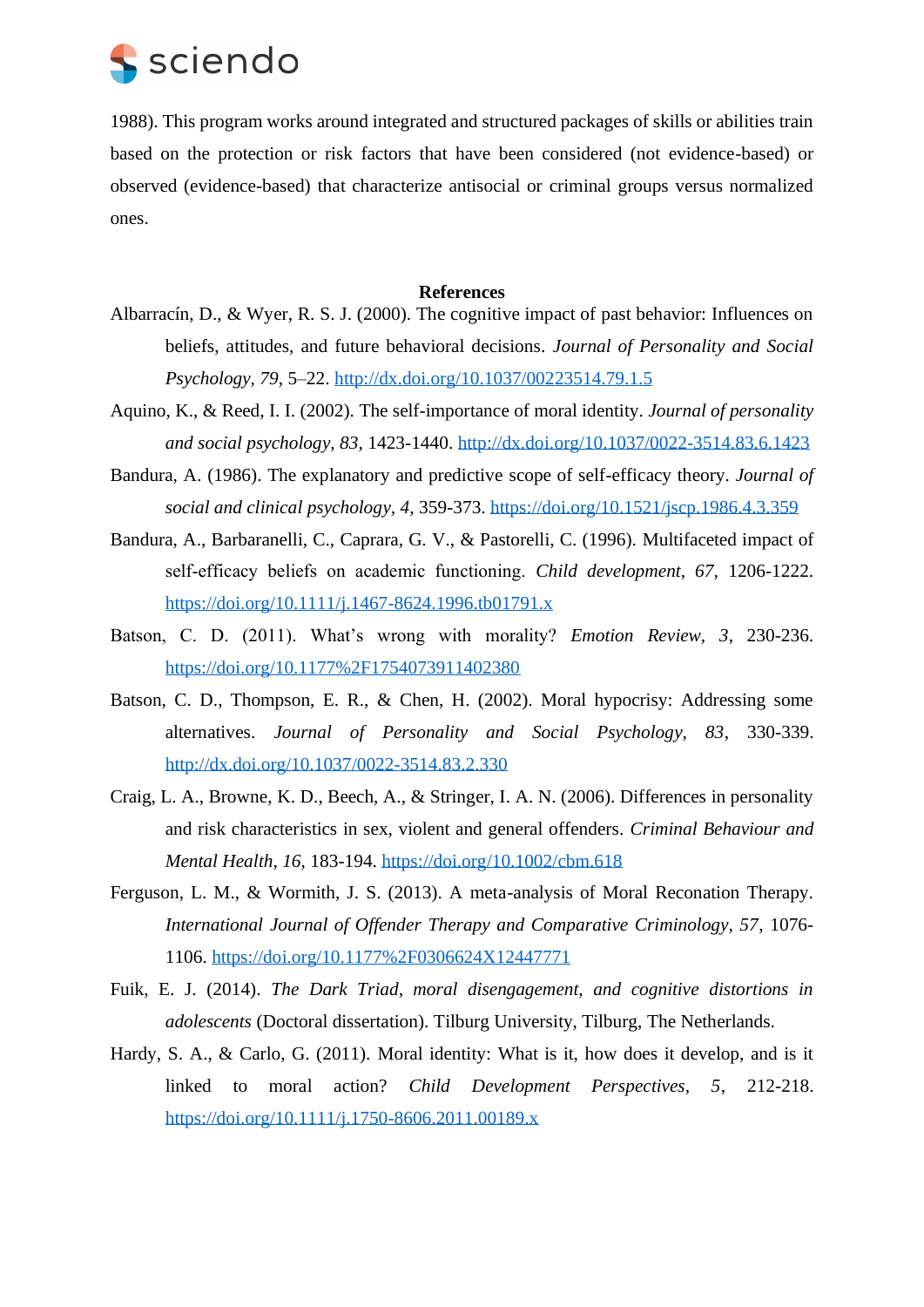1988). This program works around integrated and structured packages of skills or abilities train based on the protection or risk factors that have been considered (not evidence-based) or observed (evidence-based) that characterize antisocial or criminal groups versus normalized ones.

## References

Albarracín, D., & Wyer, R. S. J. (2000). The cognitive impact of past behavior: Influences on beliefs, attitudes, and future behavioral decisions. *Journal of Personality and Social Psychology, 79*, 5–22. http://dx.doi.org/10.1037/00223514.79.1.5

Aquino, K., & Reed, I. I. (2002). The self-importance of moral identity. *Journal of personality and social psychology, 83*, 1423-1440. http://dx.doi.org/10.1037/0022-3514.83.6.1423

Bandura, A. (1986). The explanatory and predictive scope of self-efficacy theory. *Journal of social and clinical psychology, 4*, 359-373. https://doi.org/10.1521/jscp.1986.4.3.359

Bandura, A., Barbaranelli, C., Caprara, G. V., & Pastorelli, C. (1996). Multifaceted impact of self-efficacy beliefs on academic functioning. *Child development, 67,* 1206-1222. https://doi.org/10.1111/j.1467-8624.1996.tb01791.x

Batson, C. D. (2011). What's wrong with morality? *Emotion Review, 3*, 230-236. https://doi.org/10.1177%2F1754073911402380

Batson, C. D., Thompson, E. R., & Chen, H. (2002). Moral hypocrisy: Addressing some alternatives. *Journal of Personality and Social Psychology, 83*, 330-339. http://dx.doi.org/10.1037/0022-3514.83.2.330

Craig, L. A., Browne, K. D., Beech, A., & Stringer, I. A. N. (2006). Differences in personality and risk characteristics in sex, violent and general offenders. *Criminal Behaviour and Mental Health, 16*, 183-194. https://doi.org/10.1002/cbm.618

Ferguson, L. M., & Wormith, J. S. (2013). A meta-analysis of Moral Reconation Therapy. *International Journal of Offender Therapy and Comparative Criminology, 57*, 1076-1106. https://doi.org/10.1177%2F0306624X12447771

Fuik, E. J. (2014). *The Dark Triad, moral disengagement, and cognitive distortions in adolescents* (Doctoral dissertation). Tilburg University, Tilburg, The Netherlands.

Hardy, S. A., & Carlo, G. (2011). Moral identity: What is it, how does it develop, and is it linked to moral action? *Child Development Perspectives, 5*, 212-218. https://doi.org/10.1111/j.1750-8606.2011.00189.x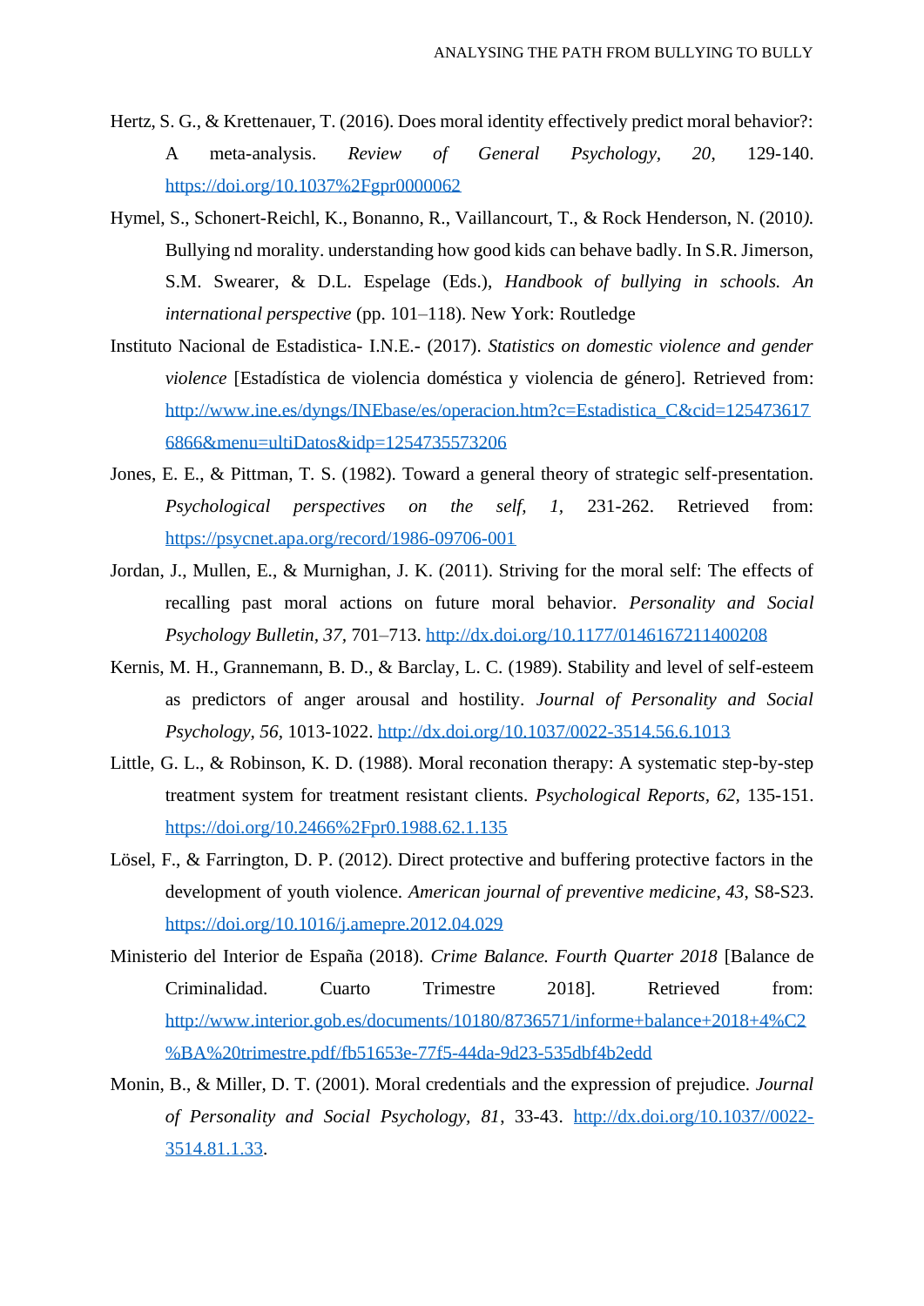Hertz, S. G., & Krettenauer, T. (2016). Does moral identity effectively predict moral behavior?: A meta-analysis. *Review of General Psychology, 20*, 129-140. https://doi.org/10.1037%2Fgpr0000062

Hymel, S., Schonert-Reichl, K., Bonanno, R., Vaillancourt, T., & Rock Henderson, N. (2010*)*. Bullying nd morality. understanding how good kids can behave badly. In S.R. Jimerson, S.M. Swearer, & D.L. Espelage (Eds.), *Handbook of bullying in schools. An international perspective* (pp. 101–118). New York: Routledge

Instituto Nacional de Estadistica- I.N.E.- (2017). *Statistics on domestic violence and gender violence* [Estadística de violencia doméstica y violencia de género]. Retrieved from: http://www.ine.es/dyngs/INEbase/es/operacion.htm?c=Estadistica_C&cid=1254736176866&menu=ultiDatos&idp=1254735573206

Jones, E. E., & Pittman, T. S. (1982). Toward a general theory of strategic self-presentation. *Psychological perspectives on the self, 1*, 231-262. Retrieved from: https://psycnet.apa.org/record/1986-09706-001

Jordan, J., Mullen, E., & Murnighan, J. K. (2011). Striving for the moral self: The effects of recalling past moral actions on future moral behavior. *Personality and Social Psychology Bulletin*, *37*, 701–713. http://dx.doi.org/10.1177/0146167211400208

Kernis, M. H., Grannemann, B. D., & Barclay, L. C. (1989). Stability and level of self-esteem as predictors of anger arousal and hostility. *Journal of Personality and Social Psychology*, *56*, 1013-1022. http://dx.doi.org/10.1037/0022-3514.56.6.1013

Little, G. L., & Robinson, K. D. (1988). Moral reconation therapy: A systematic step-by-step treatment system for treatment resistant clients. *Psychological Reports*, *62*, 135-151. https://doi.org/10.2466%2Fpr0.1988.62.1.135

Lösel, F., & Farrington, D. P. (2012). Direct protective and buffering protective factors in the development of youth violence. *American journal of preventive medicine*, *43*, S8-S23. https://doi.org/10.1016/j.amepre.2012.04.029

Ministerio del Interior de España (2018). *Crime Balance. Fourth Quarter 2018* [Balance de Criminalidad. Cuarto Trimestre 2018]. Retrieved from: http://www.interior.gob.es/documents/10180/8736571/informe+balance+2018+4%C2%BA%20trimestre.pdf/fb51653e-77f5-44da-9d23-535dbf4b2edd

Monin, B., & Miller, D. T. (2001). Moral credentials and the expression of prejudice. *Journal of Personality and Social Psychology*, *81*, 33-43. http://dx.doi.org/10.1037//0022-3514.81.1.33.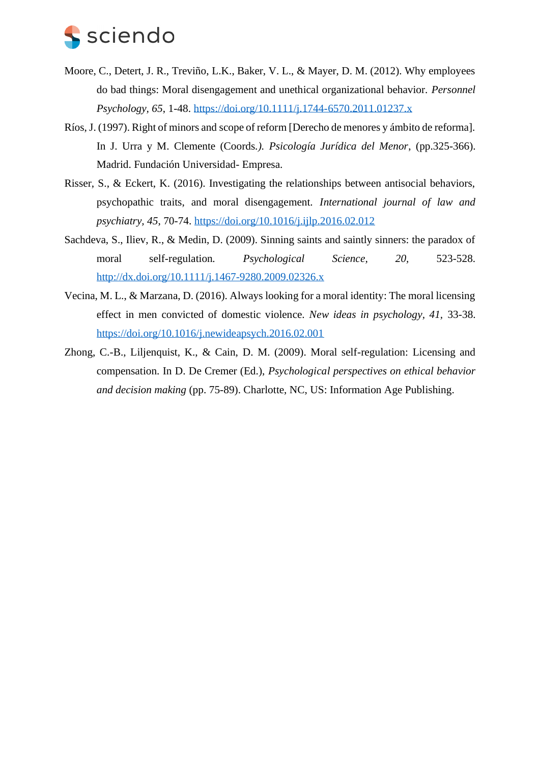Moore, C., Detert, J. R., Treviño, L.K., Baker, V. L., & Mayer, D. M. (2012). Why employees do bad things: Moral disengagement and unethical organizational behavior. *Personnel Psychology*, *65*, 1-48. https://doi.org/10.1111/j.1744-6570.2011.01237.x

Ríos, J. (1997). Right of minors and scope of reform [Derecho de menores y ámbito de reforma]. In J. Urra y M. Clemente (Coords.). *Psicología Jurídica del Menor*, (pp.325-366). Madrid. Fundación Universidad- Empresa.

Risser, S., & Eckert, K. (2016). Investigating the relationships between antisocial behaviors, psychopathic traits, and moral disengagement. *International journal of law and psychiatry*, *45*, 70-74. https://doi.org/10.1016/j.ijlp.2016.02.012

Sachdeva, S., Iliev, R., & Medin, D. (2009). Sinning saints and saintly sinners: the paradox of moral self-regulation. *Psychological Science*, *20*, 523-528. http://dx.doi.org/10.1111/j.1467-9280.2009.02326.x

Vecina, M. L., & Marzana, D. (2016). Always looking for a moral identity: The moral licensing effect in men convicted of domestic violence. *New ideas in psychology*, *41*, 33-38. https://doi.org/10.1016/j.newideapsych.2016.02.001

Zhong, C.-B., Liljenquist, K., & Cain, D. M. (2009). Moral self-regulation: Licensing and compensation. In D. De Cremer (Ed.), *Psychological perspectives on ethical behavior and decision making* (pp. 75-89). Charlotte, NC, US: Information Age Publishing.